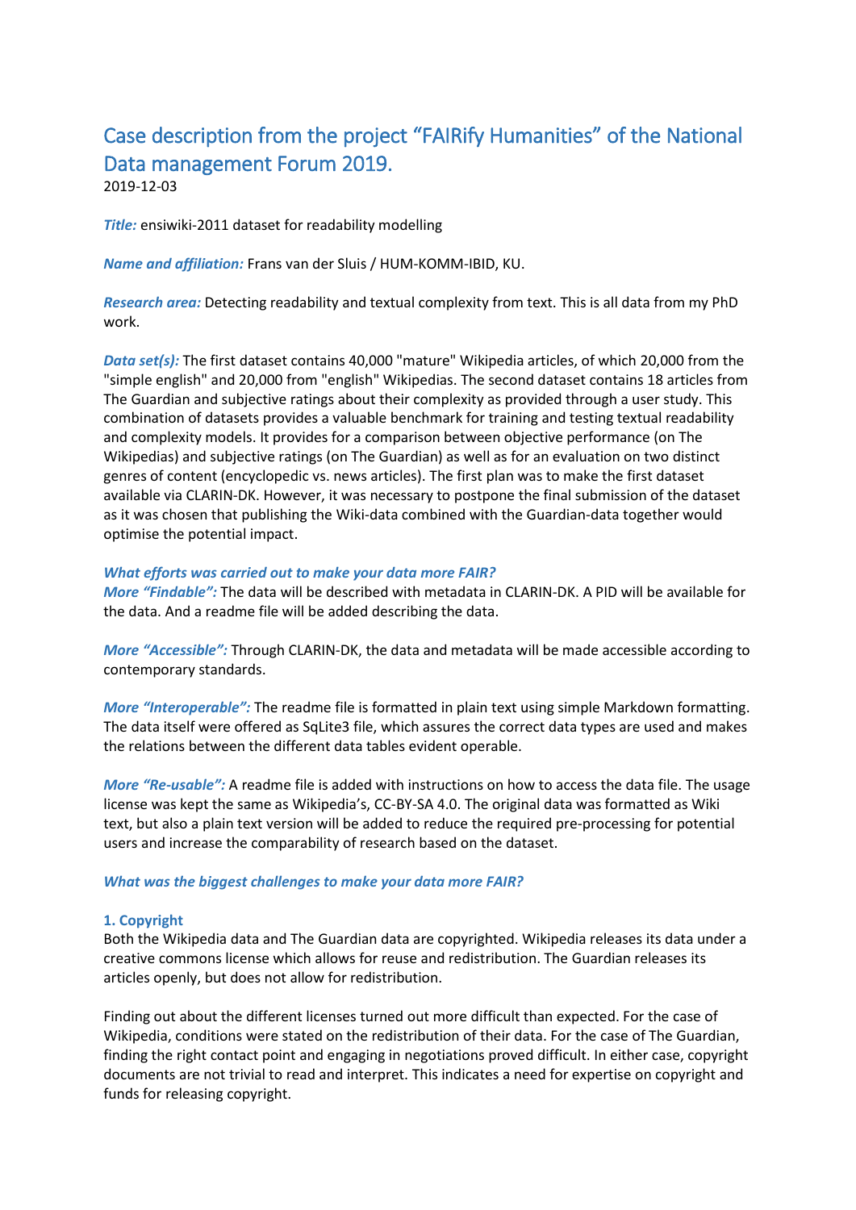# Case description from the project "FAIRify Humanities" of the National Data management Forum 2019.

2019-12-03

***Title:*** ensiwiki-2011 dataset for readability modelling

***Name and affiliation:*** Frans van der Sluis / HUM-KOMM-IBID, KU.

***Research area:*** Detecting readability and textual complexity from text. This is all data from my PhD work.

***Data set(s):*** The first dataset contains 40,000 "mature" Wikipedia articles, of which 20,000 from the "simple english" and 20,000 from "english" Wikipedias. The second dataset contains 18 articles from The Guardian and subjective ratings about their complexity as provided through a user study. This combination of datasets provides a valuable benchmark for training and testing textual readability and complexity models. It provides for a comparison between objective performance (on The Wikipedias) and subjective ratings (on The Guardian) as well as for an evaluation on two distinct genres of content (encyclopedic vs. news articles). The first plan was to make the first dataset available via CLARIN-DK. However, it was necessary to postpone the final submission of the dataset as it was chosen that publishing the Wiki-data combined with the Guardian-data together would optimise the potential impact.

***What efforts was carried out to make your data more FAIR?***

***More "Findable":*** The data will be described with metadata in CLARIN-DK. A PID will be available for the data. And a readme file will be added describing the data.

***More "Accessible":*** Through CLARIN-DK, the data and metadata will be made accessible according to contemporary standards.

***More "Interoperable":*** The readme file is formatted in plain text using simple Markdown formatting. The data itself were offered as SqLite3 file, which assures the correct data types are used and makes the relations between the different data tables evident operable.

***More "Re-usable":*** A readme file is added with instructions on how to access the data file. The usage license was kept the same as Wikipedia's, CC-BY-SA 4.0. The original data was formatted as Wiki text, but also a plain text version will be added to reduce the required pre-processing for potential users and increase the comparability of research based on the dataset.

***What was the biggest challenges to make your data more FAIR?***

**1. Copyright**

Both the Wikipedia data and The Guardian data are copyrighted. Wikipedia releases its data under a creative commons license which allows for reuse and redistribution. The Guardian releases its articles openly, but does not allow for redistribution.

Finding out about the different licenses turned out more difficult than expected. For the case of Wikipedia, conditions were stated on the redistribution of their data. For the case of The Guardian, finding the right contact point and engaging in negotiations proved difficult. In either case, copyright documents are not trivial to read and interpret. This indicates a need for expertise on copyright and funds for releasing copyright.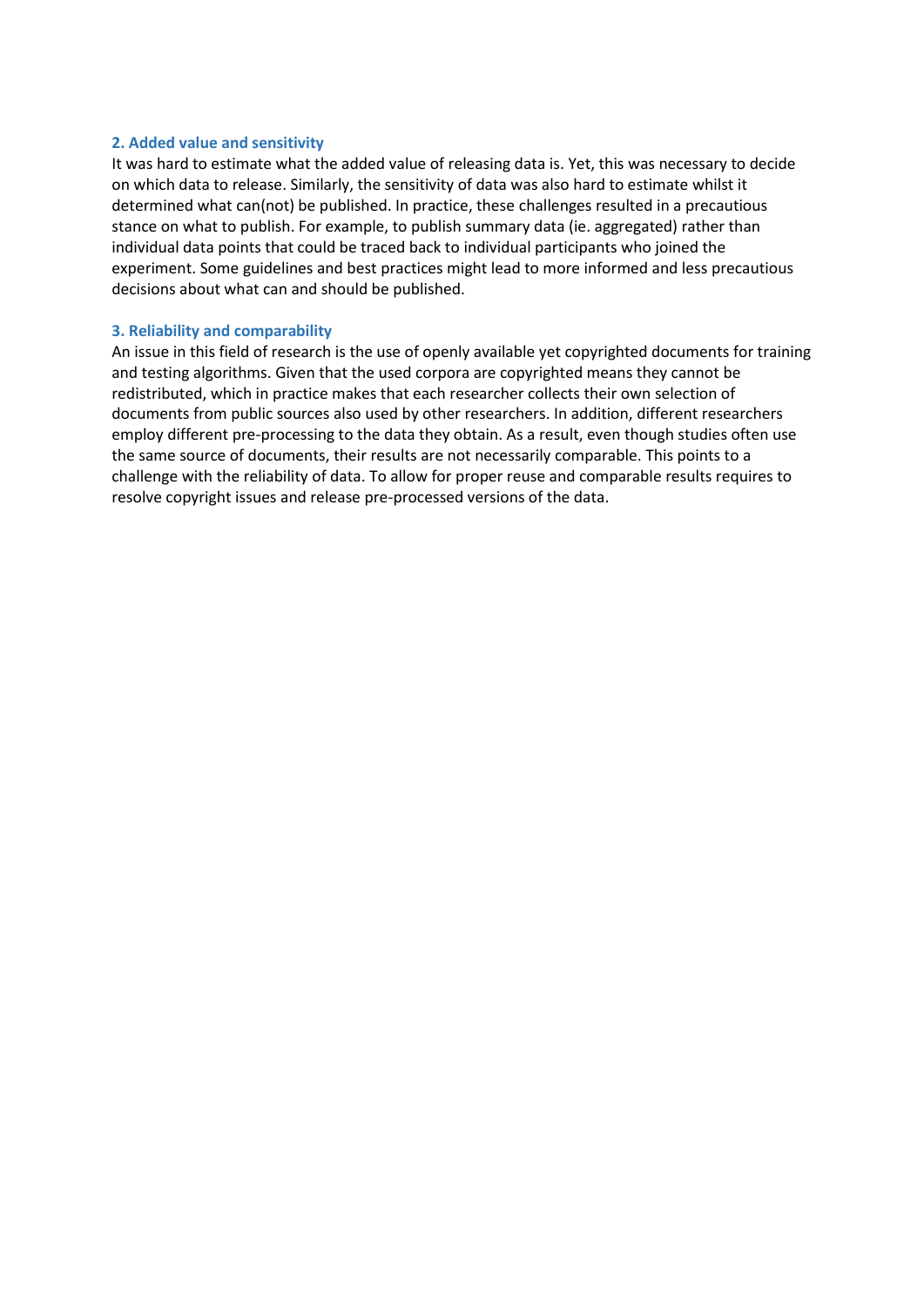### 2. Added value and sensitivity

It was hard to estimate what the added value of releasing data is. Yet, this was necessary to decide on which data to release. Similarly, the sensitivity of data was also hard to estimate whilst it determined what can(not) be published. In practice, these challenges resulted in a precautious stance on what to publish. For example, to publish summary data (ie. aggregated) rather than individual data points that could be traced back to individual participants who joined the experiment. Some guidelines and best practices might lead to more informed and less precautious decisions about what can and should be published.

### 3. Reliability and comparability

An issue in this field of research is the use of openly available yet copyrighted documents for training and testing algorithms. Given that the used corpora are copyrighted means they cannot be redistributed, which in practice makes that each researcher collects their own selection of documents from public sources also used by other researchers. In addition, different researchers employ different pre-processing to the data they obtain. As a result, even though studies often use the same source of documents, their results are not necessarily comparable. This points to a challenge with the reliability of data. To allow for proper reuse and comparable results requires to resolve copyright issues and release pre-processed versions of the data.